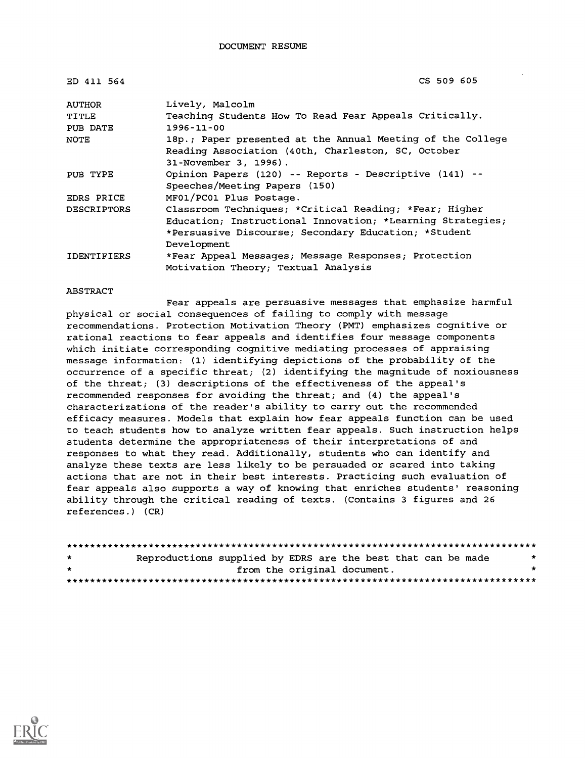DOCUMENT RESUME

| | | |
|---|---|---|
| ED 411 564 | | CS 509 605 |
| AUTHOR | Lively, Malcolm | |
| TITLE | Teaching Students How To Read Fear Appeals Critically. | |
| PUB DATE | 1996-11-00 | |
| NOTE | 18p.; Paper presented at the Annual Meeting of the College Reading Association (40th, Charleston, SC, October 31-November 3, 1996). | |
| PUB TYPE | Opinion Papers (120) -- Reports - Descriptive (141) -- Speeches/Meeting Papers (150) | |
| EDRS PRICE | MF01/PC01 Plus Postage. | |
| DESCRIPTORS | Classroom Techniques; *Critical Reading; *Fear; Higher Education; Instructional Innovation; *Learning Strategies; *Persuasive Discourse; Secondary Education; *Student Development | |
| IDENTIFIERS | *Fear Appeal Messages; Message Responses; Protection Motivation Theory; Textual Analysis | |

ABSTRACT

Fear appeals are persuasive messages that emphasize harmful physical or social consequences of failing to comply with message recommendations. Protection Motivation Theory (PMT) emphasizes cognitive or rational reactions to fear appeals and identifies four message components which initiate corresponding cognitive mediating processes of appraising message information: (1) identifying depictions of the probability of the occurrence of a specific threat; (2) identifying the magnitude of noxiousness of the threat; (3) descriptions of the effectiveness of the appeal's recommended responses for avoiding the threat; and (4) the appeal's characterizations of the reader's ability to carry out the recommended efficacy measures. Models that explain how fear appeals function can be used to teach students how to analyze written fear appeals. Such instruction helps students determine the appropriateness of their interpretations of and responses to what they read. Additionally, students who can identify and analyze these texts are less likely to be persuaded or scared into taking actions that are not in their best interests. Practicing such evaluation of fear appeals also supports a way of knowing that enriches students' reasoning ability through the critical reading of texts. (Contains 3 figures and 26 references.) (CR)

********************************************************************************
* Reproductions supplied by EDRS are the best that can be made *
* from the original document. *
********************************************************************************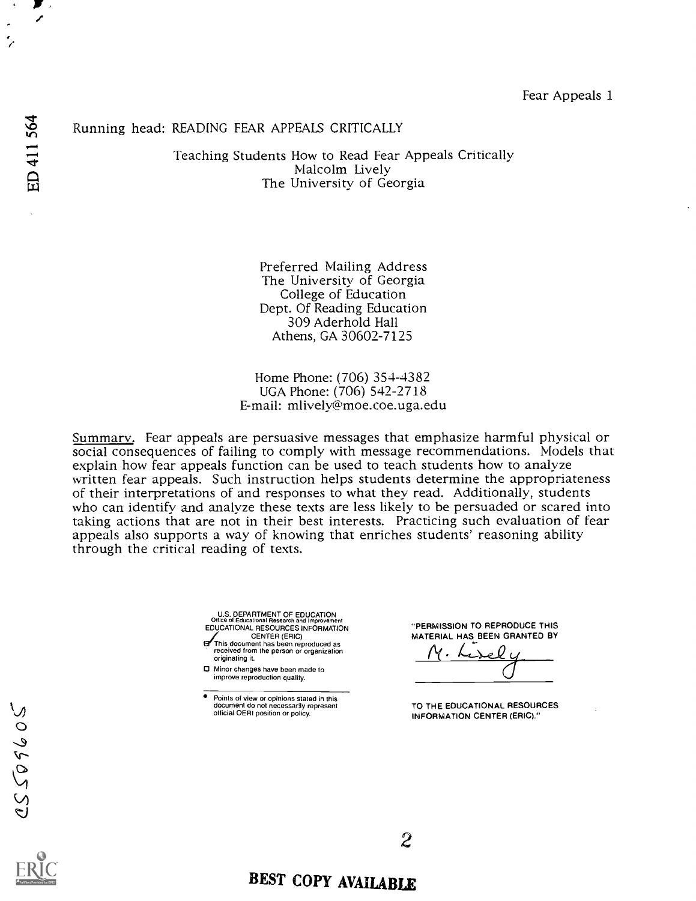Running head: READING FEAR APPEALS CRITICALLY

Teaching Students How to Read Fear Appeals Critically
Malcolm Lively
The University of Georgia

Preferred Mailing Address
The University of Georgia
College of Education
Dept. Of Reading Education
309 Aderhold Hall
Athens, GA 30602-7125

Home Phone: (706) 354-4382
UGA Phone: (706) 542-2718
E-mail: mlively@moe.coe.uga.edu

Summary. Fear appeals are persuasive messages that emphasize harmful physical or social consequences of failing to comply with message recommendations. Models that explain how fear appeals function can be used to teach students how to analyze written fear appeals. Such instruction helps students determine the appropriateness of their interpretations of and responses to what they read. Additionally, students who can identify and analyze these texts are less likely to be persuaded or scared into taking actions that are not in their best interests. Practicing such evaluation of fear appeals also supports a way of knowing that enriches students' reasoning ability through the critical reading of texts.

U.S. DEPARTMENT OF EDUCATION
Office of Educational Research and Improvement
EDUCATIONAL RESOURCES INFORMATION CENTER (ERIC)

☑ This document has been reproduced as received from the person or organization originating it.

☐ Minor changes have been made to improve reproduction quality.

- Points of view or opinions stated in this document do not necessarily represent official OERI position or policy.

"PERMISSION TO REPRODUCE THIS MATERIAL HAS BEEN GRANTED BY

M. Lively

TO THE EDUCATIONAL RESOURCES INFORMATION CENTER (ERIC)."

BEST COPY AVAILABLE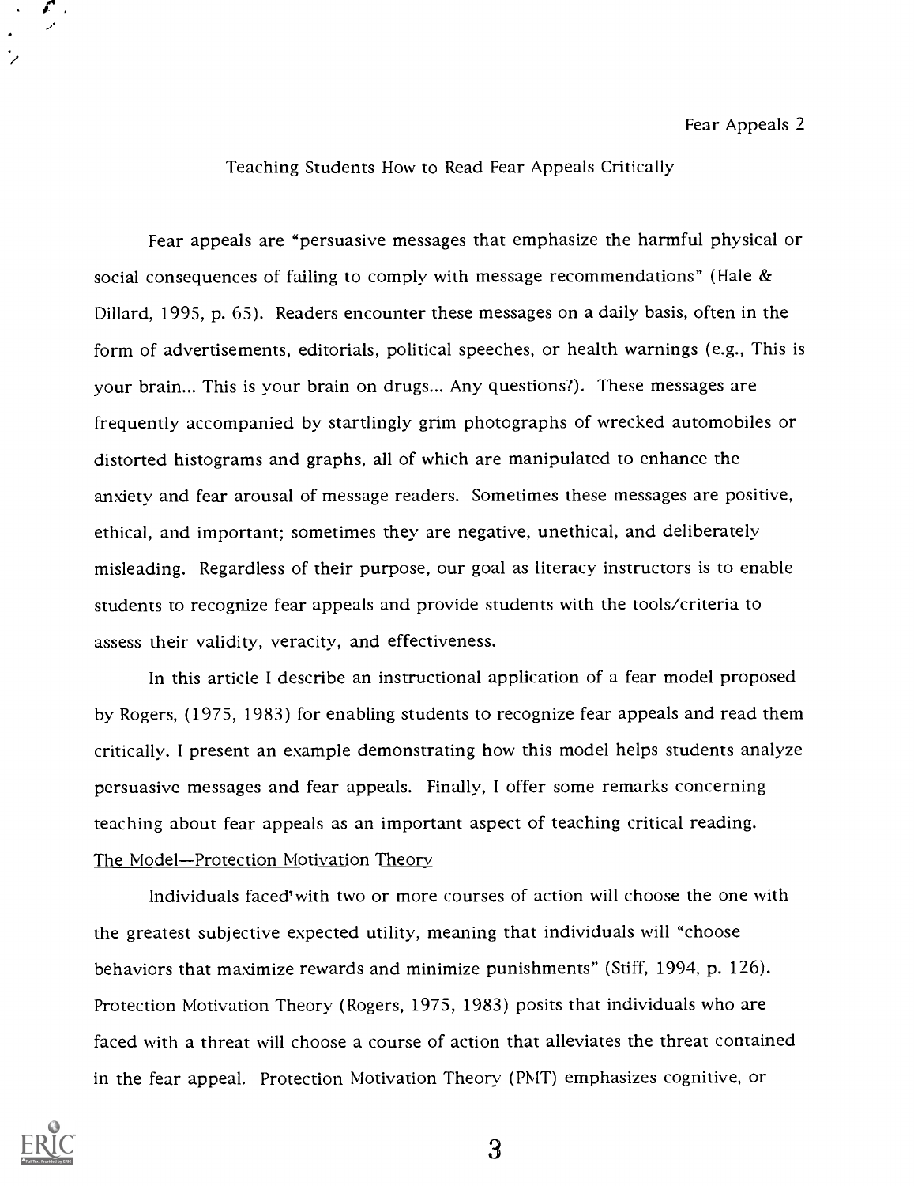## Teaching Students How to Read Fear Appeals Critically

Fear appeals are "persuasive messages that emphasize the harmful physical or social consequences of failing to comply with message recommendations" (Hale & Dillard, 1995, p. 65). Readers encounter these messages on a daily basis, often in the form of advertisements, editorials, political speeches, or health warnings (e.g., This is your brain... This is your brain on drugs... Any questions?). These messages are frequently accompanied by startlingly grim photographs of wrecked automobiles or distorted histograms and graphs, all of which are manipulated to enhance the anxiety and fear arousal of message readers. Sometimes these messages are positive, ethical, and important; sometimes they are negative, unethical, and deliberately misleading. Regardless of their purpose, our goal as literacy instructors is to enable students to recognize fear appeals and provide students with the tools/criteria to assess their validity, veracity, and effectiveness.

In this article I describe an instructional application of a fear model proposed by Rogers, (1975, 1983) for enabling students to recognize fear appeals and read them critically. I present an example demonstrating how this model helps students analyze persuasive messages and fear appeals. Finally, I offer some remarks concerning teaching about fear appeals as an important aspect of teaching critical reading.

### The Model—Protection Motivation Theory

Individuals faced with two or more courses of action will choose the one with the greatest subjective expected utility, meaning that individuals will "choose behaviors that maximize rewards and minimize punishments" (Stiff, 1994, p. 126). Protection Motivation Theory (Rogers, 1975, 1983) posits that individuals who are faced with a threat will choose a course of action that alleviates the threat contained in the fear appeal. Protection Motivation Theory (PMT) emphasizes cognitive, or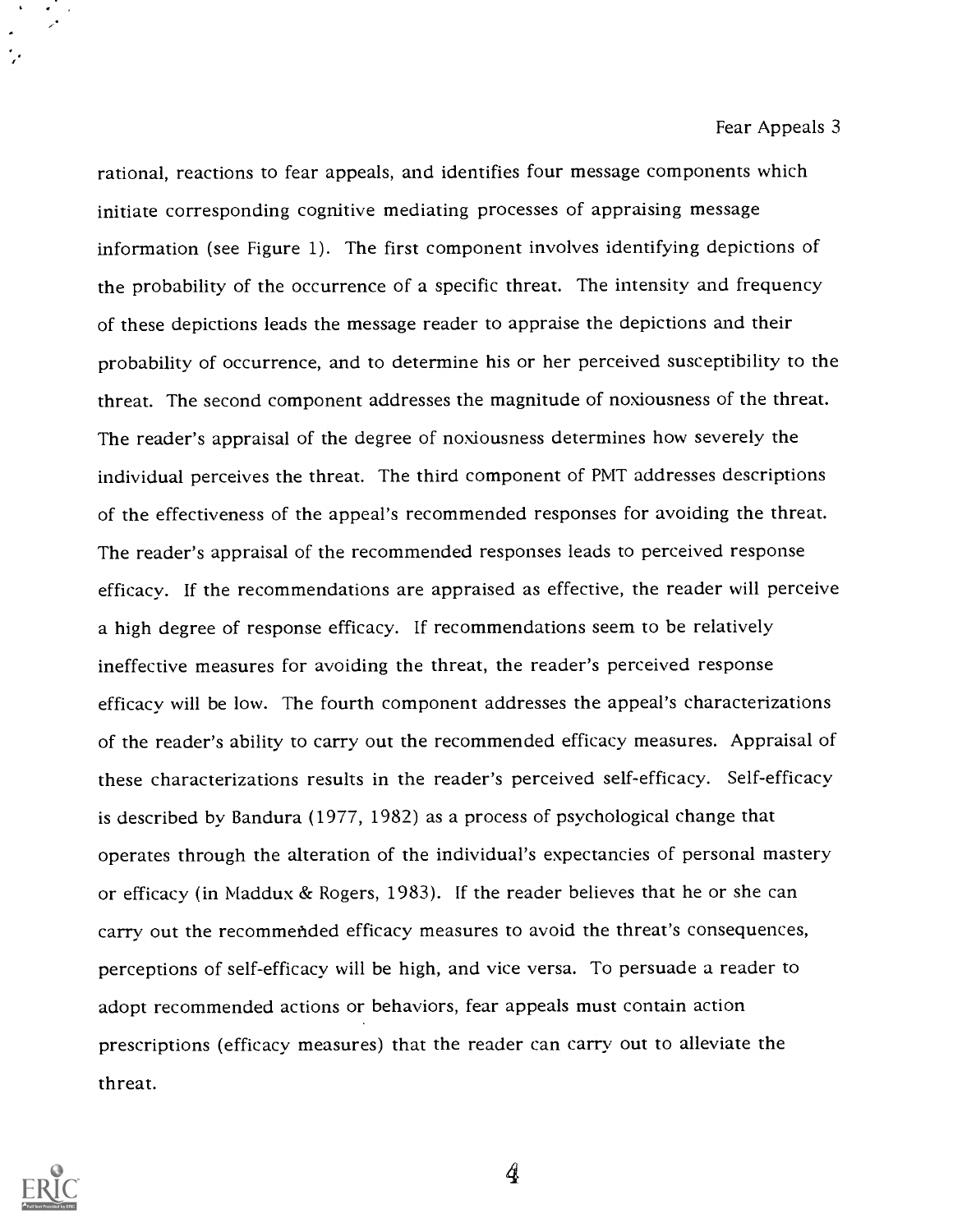rational, reactions to fear appeals, and identifies four message components which initiate corresponding cognitive mediating processes of appraising message information (see Figure 1). The first component involves identifying depictions of the probability of the occurrence of a specific threat. The intensity and frequency of these depictions leads the message reader to appraise the depictions and their probability of occurrence, and to determine his or her perceived susceptibility to the threat. The second component addresses the magnitude of noxiousness of the threat. The reader's appraisal of the degree of noxiousness determines how severely the individual perceives the threat. The third component of PMT addresses descriptions of the effectiveness of the appeal's recommended responses for avoiding the threat. The reader's appraisal of the recommended responses leads to perceived response efficacy. If the recommendations are appraised as effective, the reader will perceive a high degree of response efficacy. If recommendations seem to be relatively ineffective measures for avoiding the threat, the reader's perceived response efficacy will be low. The fourth component addresses the appeal's characterizations of the reader's ability to carry out the recommended efficacy measures. Appraisal of these characterizations results in the reader's perceived self-efficacy. Self-efficacy is described by Bandura (1977, 1982) as a process of psychological change that operates through the alteration of the individual's expectancies of personal mastery or efficacy (in Maddux & Rogers, 1983). If the reader believes that he or she can carry out the recommended efficacy measures to avoid the threat's consequences, perceptions of self-efficacy will be high, and vice versa. To persuade a reader to adopt recommended actions or behaviors, fear appeals must contain action prescriptions (efficacy measures) that the reader can carry out to alleviate the threat.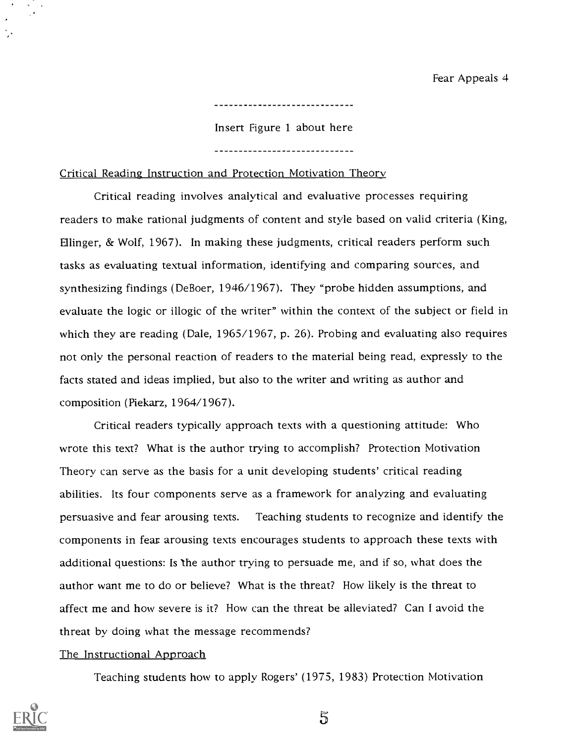-----------------------------

Insert Figure 1 about here

-----------------------------

Critical Reading Instruction and Protection Motivation Theory

Critical reading involves analytical and evaluative processes requiring readers to make rational judgments of content and style based on valid criteria (King, Ellinger, & Wolf, 1967). In making these judgments, critical readers perform such tasks as evaluating textual information, identifying and comparing sources, and synthesizing findings (DeBoer, 1946/1967). They "probe hidden assumptions, and evaluate the logic or illogic of the writer" within the context of the subject or field in which they are reading (Dale, 1965/1967, p. 26). Probing and evaluating also requires not only the personal reaction of readers to the material being read, expressly to the facts stated and ideas implied, but also to the writer and writing as author and composition (Piekarz, 1964/1967).

Critical readers typically approach texts with a questioning attitude: Who wrote this text? What is the author trying to accomplish? Protection Motivation Theory can serve as the basis for a unit developing students' critical reading abilities. Its four components serve as a framework for analyzing and evaluating persuasive and fear arousing texts. Teaching students to recognize and identify the components in fear arousing texts encourages students to approach these texts with additional questions: Is the author trying to persuade me, and if so, what does the author want me to do or believe? What is the threat? How likely is the threat to affect me and how severe is it? How can the threat be alleviated? Can I avoid the threat by doing what the message recommends?

The Instructional Approach

Teaching students how to apply Rogers' (1975, 1983) Protection Motivation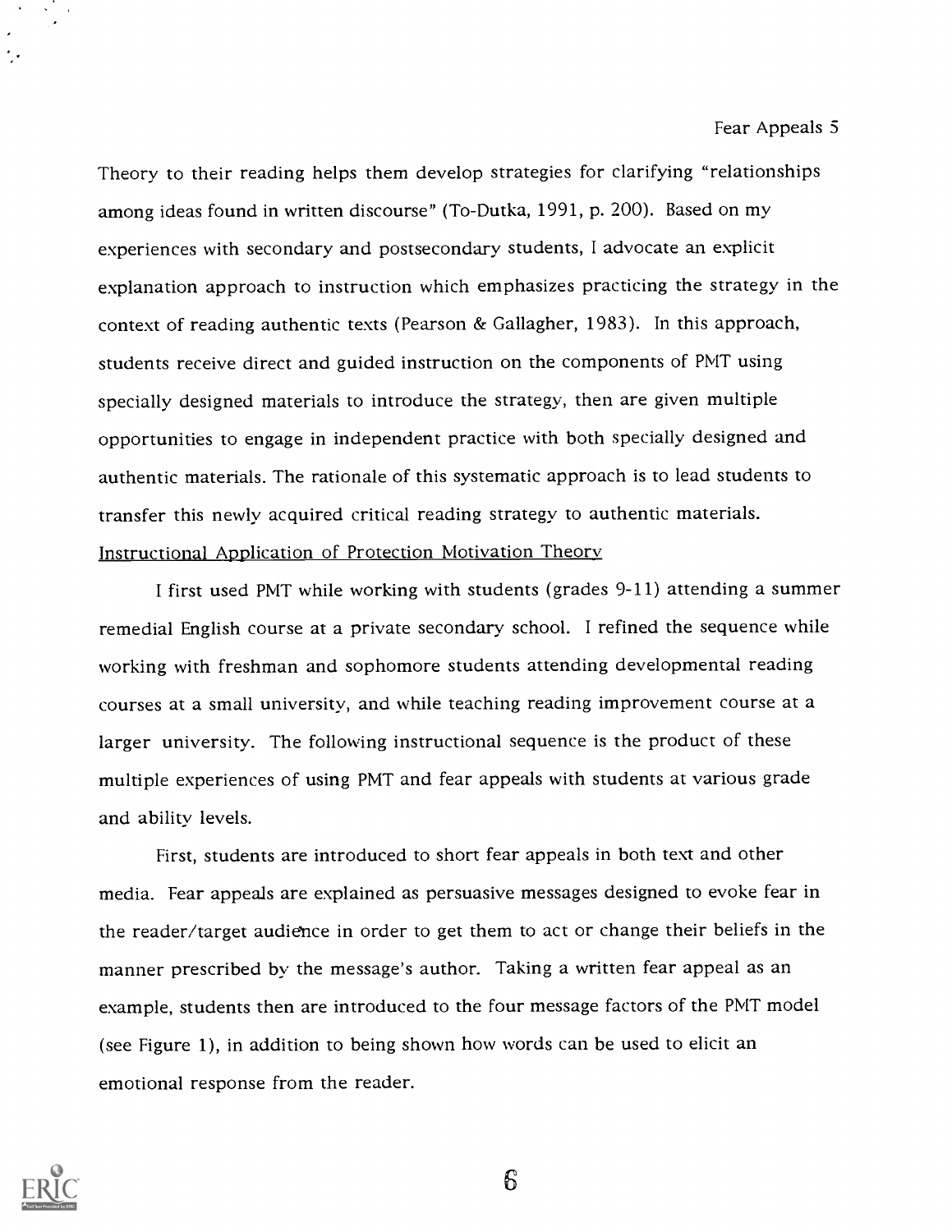Theory to their reading helps them develop strategies for clarifying "relationships among ideas found in written discourse" (To-Dutka, 1991, p. 200). Based on my experiences with secondary and postsecondary students, I advocate an explicit explanation approach to instruction which emphasizes practicing the strategy in the context of reading authentic texts (Pearson & Gallagher, 1983). In this approach, students receive direct and guided instruction on the components of PMT using specially designed materials to introduce the strategy, then are given multiple opportunities to engage in independent practice with both specially designed and authentic materials. The rationale of this systematic approach is to lead students to transfer this newly acquired critical reading strategy to authentic materials.

## Instructional Application of Protection Motivation Theory

I first used PMT while working with students (grades 9-11) attending a summer remedial English course at a private secondary school. I refined the sequence while working with freshman and sophomore students attending developmental reading courses at a small university, and while teaching reading improvement course at a larger university. The following instructional sequence is the product of these multiple experiences of using PMT and fear appeals with students at various grade and ability levels.

First, students are introduced to short fear appeals in both text and other media. Fear appeals are explained as persuasive messages designed to evoke fear in the reader/target audience in order to get them to act or change their beliefs in the manner prescribed by the message's author. Taking a written fear appeal as an example, students then are introduced to the four message factors of the PMT model (see Figure 1), in addition to being shown how words can be used to elicit an emotional response from the reader.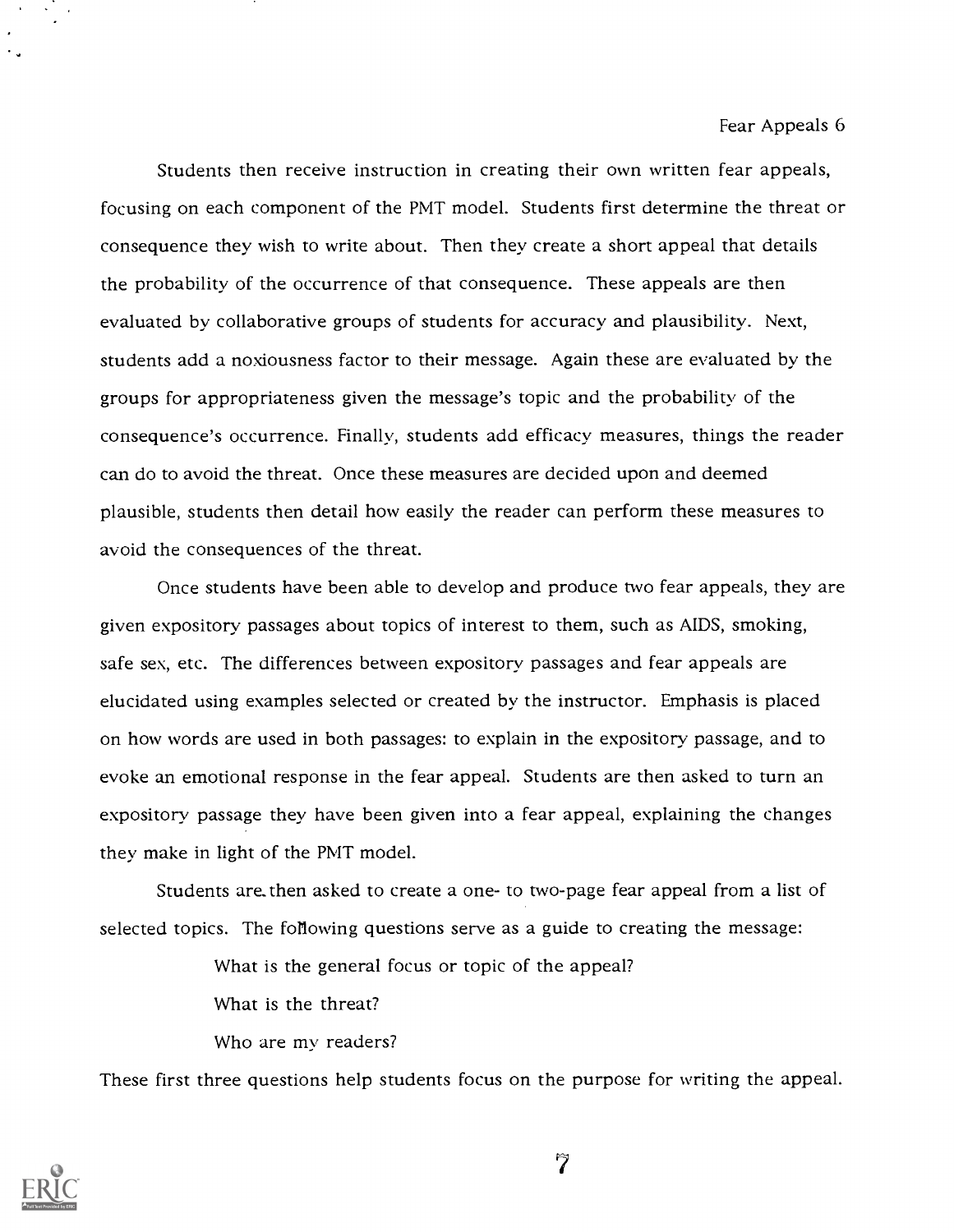Students then receive instruction in creating their own written fear appeals, focusing on each component of the PMT model. Students first determine the threat or consequence they wish to write about. Then they create a short appeal that details the probability of the occurrence of that consequence. These appeals are then evaluated by collaborative groups of students for accuracy and plausibility. Next, students add a noxiousness factor to their message. Again these are evaluated by the groups for appropriateness given the message's topic and the probability of the consequence's occurrence. Finally, students add efficacy measures, things the reader can do to avoid the threat. Once these measures are decided upon and deemed plausible, students then detail how easily the reader can perform these measures to avoid the consequences of the threat.

Once students have been able to develop and produce two fear appeals, they are given expository passages about topics of interest to them, such as AIDS, smoking, safe sex, etc. The differences between expository passages and fear appeals are elucidated using examples selected or created by the instructor. Emphasis is placed on how words are used in both passages: to explain in the expository passage, and to evoke an emotional response in the fear appeal. Students are then asked to turn an expository passage they have been given into a fear appeal, explaining the changes they make in light of the PMT model.

Students are then asked to create a one- to two-page fear appeal from a list of selected topics. The following questions serve as a guide to creating the message:

What is the general focus or topic of the appeal?

What is the threat?

Who are my readers?

These first three questions help students focus on the purpose for writing the appeal.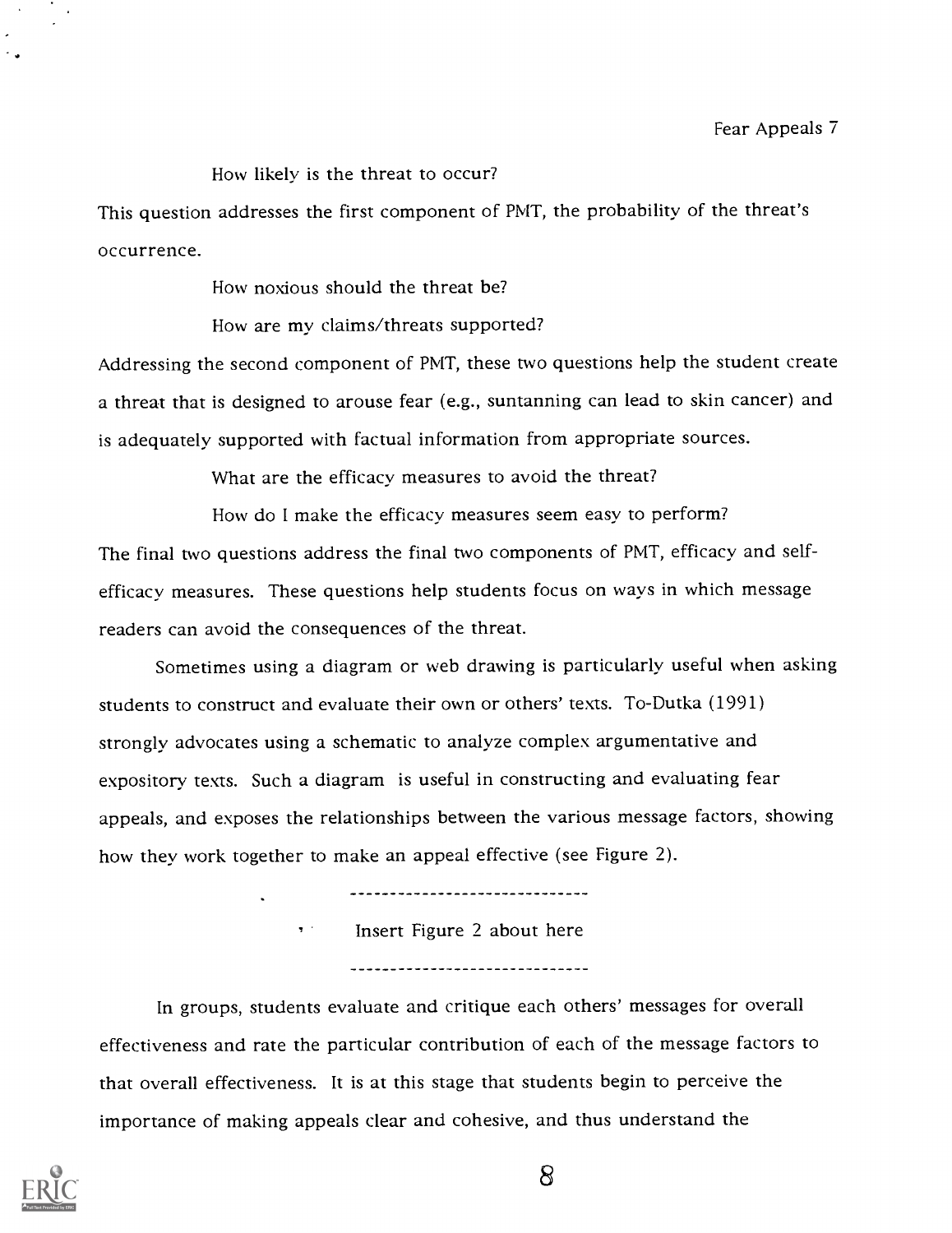How likely is the threat to occur?

This question addresses the first component of PMT, the probability of the threat's occurrence.

How noxious should the threat be?

How are my claims/threats supported?

Addressing the second component of PMT, these two questions help the student create a threat that is designed to arouse fear (e.g., suntanning can lead to skin cancer) and is adequately supported with factual information from appropriate sources.

What are the efficacy measures to avoid the threat?

How do I make the efficacy measures seem easy to perform?

The final two questions address the final two components of PMT, efficacy and self-efficacy measures. These questions help students focus on ways in which message readers can avoid the consequences of the threat.

Sometimes using a diagram or web drawing is particularly useful when asking students to construct and evaluate their own or others' texts. To-Dutka (1991) strongly advocates using a schematic to analyze complex argumentative and expository texts. Such a diagram is useful in constructing and evaluating fear appeals, and exposes the relationships between the various message factors, showing how they work together to make an appeal effective (see Figure 2).

------------------------------

Insert Figure 2 about here

------------------------------

In groups, students evaluate and critique each others' messages for overall effectiveness and rate the particular contribution of each of the message factors to that overall effectiveness. It is at this stage that students begin to perceive the importance of making appeals clear and cohesive, and thus understand the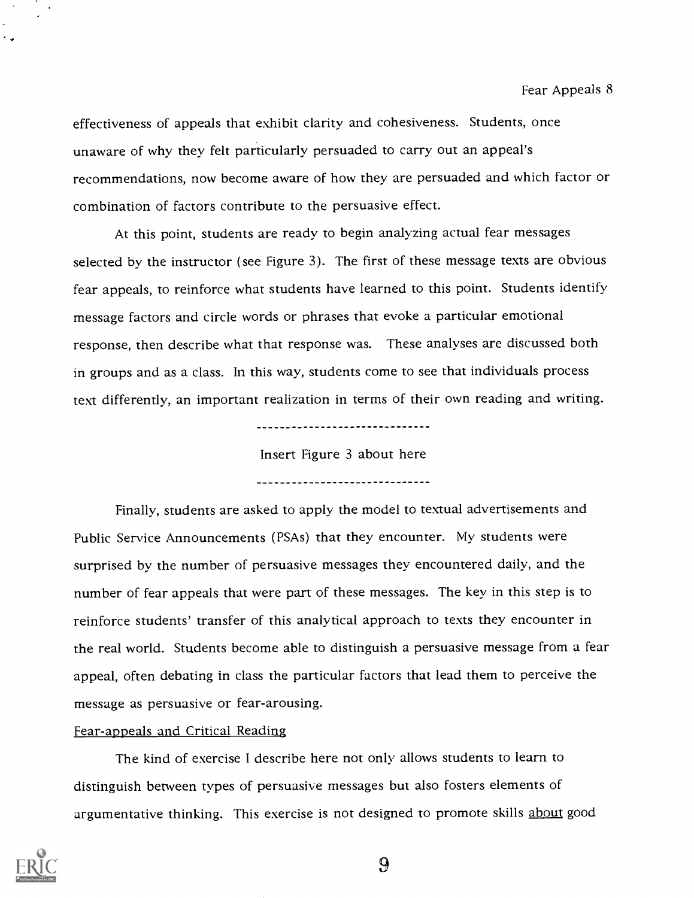effectiveness of appeals that exhibit clarity and cohesiveness. Students, once unaware of why they felt particularly persuaded to carry out an appeal's recommendations, now become aware of how they are persuaded and which factor or combination of factors contribute to the persuasive effect.

At this point, students are ready to begin analyzing actual fear messages selected by the instructor (see Figure 3). The first of these message texts are obvious fear appeals, to reinforce what students have learned to this point. Students identify message factors and circle words or phrases that evoke a particular emotional response, then describe what that response was. These analyses are discussed both in groups and as a class. In this way, students come to see that individuals process text differently, an important realization in terms of their own reading and writing.

------------------------------

Insert Figure 3 about here

------------------------------

Finally, students are asked to apply the model to textual advertisements and Public Service Announcements (PSAs) that they encounter. My students were surprised by the number of persuasive messages they encountered daily, and the number of fear appeals that were part of these messages. The key in this step is to reinforce students' transfer of this analytical approach to texts they encounter in the real world. Students become able to distinguish a persuasive message from a fear appeal, often debating in class the particular factors that lead them to perceive the message as persuasive or fear-arousing.

## Fear-appeals and Critical Reading

The kind of exercise I describe here not only allows students to learn to distinguish between types of persuasive messages but also fosters elements of argumentative thinking. This exercise is not designed to promote skills _about_ good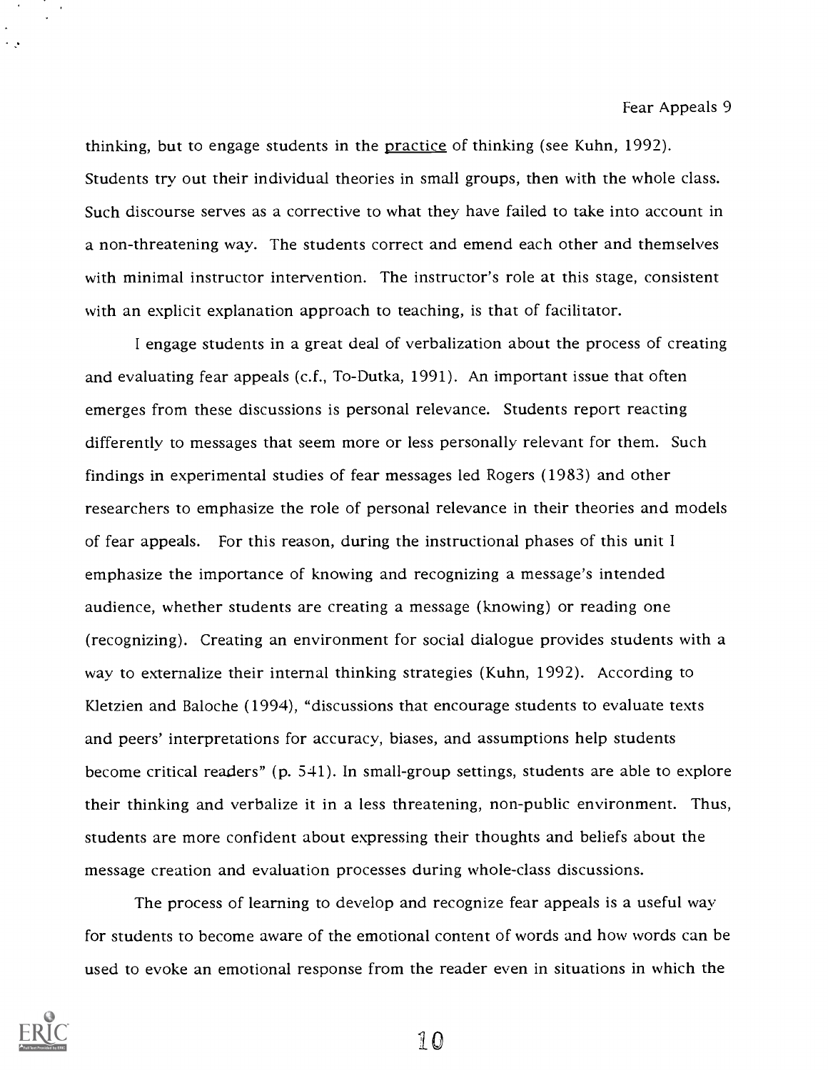thinking, but to engage students in the practice of thinking (see Kuhn, 1992). Students try out their individual theories in small groups, then with the whole class. Such discourse serves as a corrective to what they have failed to take into account in a non-threatening way. The students correct and emend each other and themselves with minimal instructor intervention. The instructor's role at this stage, consistent with an explicit explanation approach to teaching, is that of facilitator.

I engage students in a great deal of verbalization about the process of creating and evaluating fear appeals (c.f., To-Dutka, 1991). An important issue that often emerges from these discussions is personal relevance. Students report reacting differently to messages that seem more or less personally relevant for them. Such findings in experimental studies of fear messages led Rogers (1983) and other researchers to emphasize the role of personal relevance in their theories and models of fear appeals. For this reason, during the instructional phases of this unit I emphasize the importance of knowing and recognizing a message's intended audience, whether students are creating a message (knowing) or reading one (recognizing). Creating an environment for social dialogue provides students with a way to externalize their internal thinking strategies (Kuhn, 1992). According to Kletzien and Baloche (1994), "discussions that encourage students to evaluate texts and peers' interpretations for accuracy, biases, and assumptions help students become critical readers" (p. 541). In small-group settings, students are able to explore their thinking and verbalize it in a less threatening, non-public environment. Thus, students are more confident about expressing their thoughts and beliefs about the message creation and evaluation processes during whole-class discussions.

The process of learning to develop and recognize fear appeals is a useful way for students to become aware of the emotional content of words and how words can be used to evoke an emotional response from the reader even in situations in which the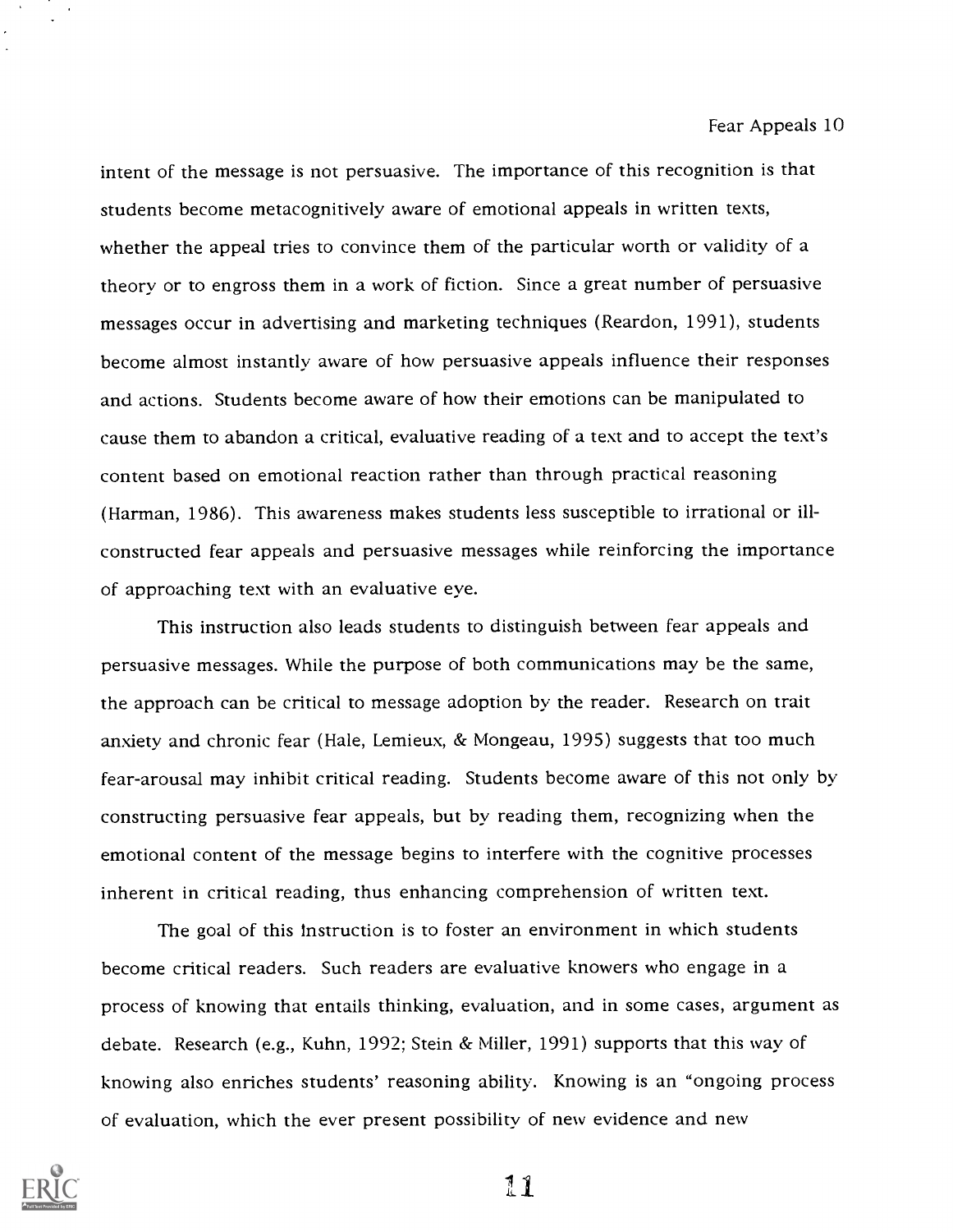intent of the message is not persuasive. The importance of this recognition is that students become metacognitively aware of emotional appeals in written texts, whether the appeal tries to convince them of the particular worth or validity of a theory or to engross them in a work of fiction. Since a great number of persuasive messages occur in advertising and marketing techniques (Reardon, 1991), students become almost instantly aware of how persuasive appeals influence their responses and actions. Students become aware of how their emotions can be manipulated to cause them to abandon a critical, evaluative reading of a text and to accept the text's content based on emotional reaction rather than through practical reasoning (Harman, 1986). This awareness makes students less susceptible to irrational or ill-constructed fear appeals and persuasive messages while reinforcing the importance of approaching text with an evaluative eye.

This instruction also leads students to distinguish between fear appeals and persuasive messages. While the purpose of both communications may be the same, the approach can be critical to message adoption by the reader. Research on trait anxiety and chronic fear (Hale, Lemieux, & Mongeau, 1995) suggests that too much fear-arousal may inhibit critical reading. Students become aware of this not only by constructing persuasive fear appeals, but by reading them, recognizing when the emotional content of the message begins to interfere with the cognitive processes inherent in critical reading, thus enhancing comprehension of written text.

The goal of this instruction is to foster an environment in which students become critical readers. Such readers are evaluative knowers who engage in a process of knowing that entails thinking, evaluation, and in some cases, argument as debate. Research (e.g., Kuhn, 1992; Stein & Miller, 1991) supports that this way of knowing also enriches students' reasoning ability. Knowing is an "ongoing process of evaluation, which the ever present possibility of new evidence and new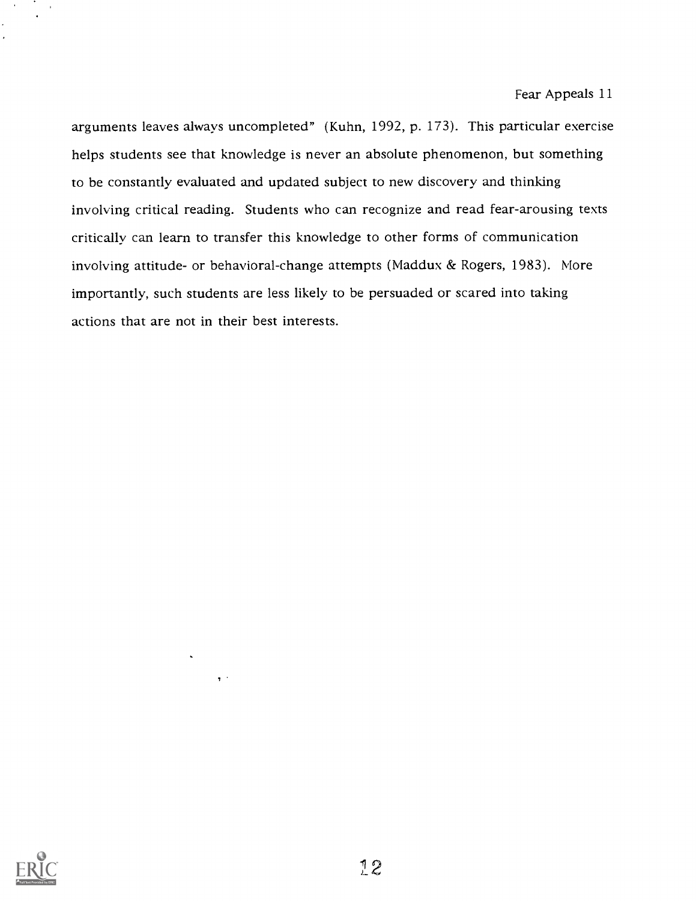arguments leaves always uncompleted" (Kuhn, 1992, p. 173). This particular exercise helps students see that knowledge is never an absolute phenomenon, but something to be constantly evaluated and updated subject to new discovery and thinking involving critical reading. Students who can recognize and read fear-arousing texts critically can learn to transfer this knowledge to other forms of communication involving attitude- or behavioral-change attempts (Maddux & Rogers, 1983). More importantly, such students are less likely to be persuaded or scared into taking actions that are not in their best interests.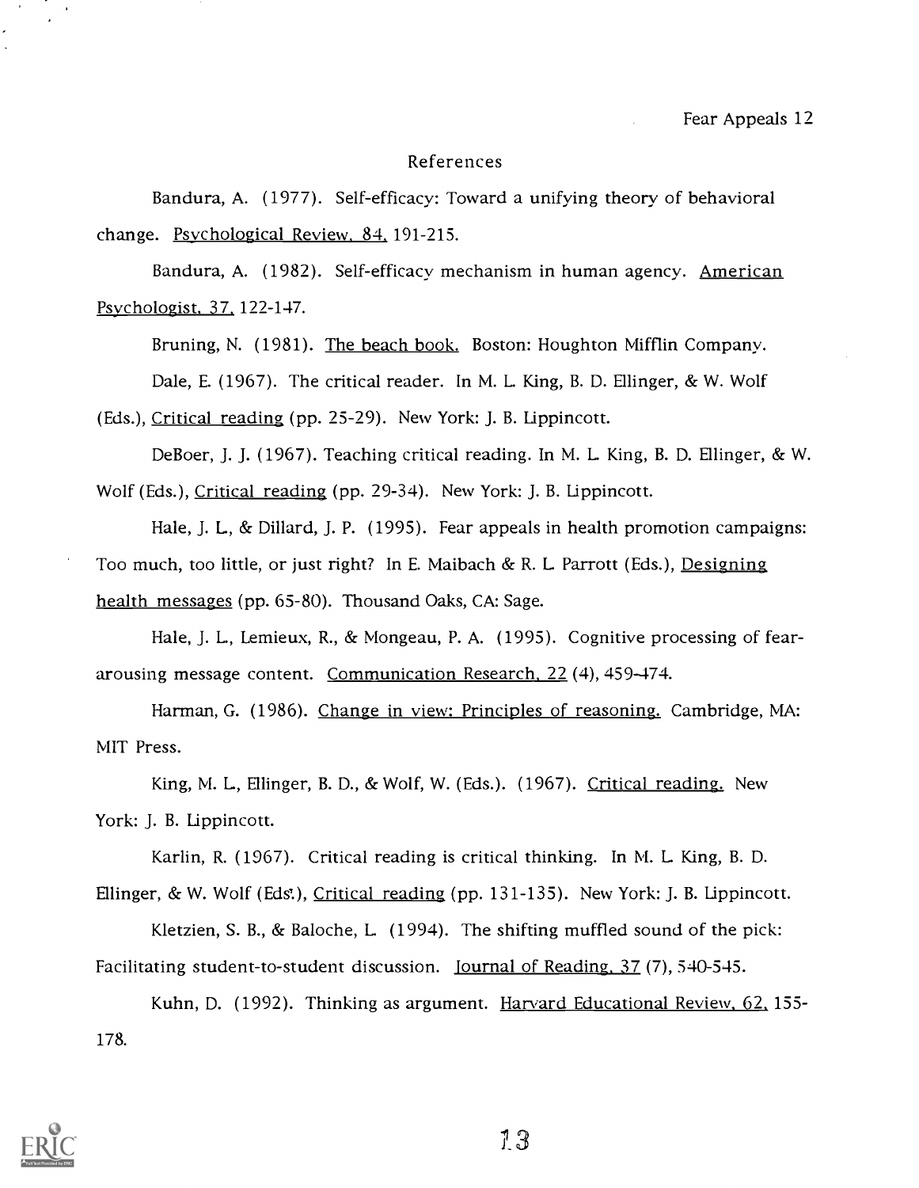# References

Bandura, A. (1977). Self-efficacy: Toward a unifying theory of behavioral change. Psychological Review, 84, 191-215.

Bandura, A. (1982). Self-efficacy mechanism in human agency. American Psychologist, 37, 122-147.

Bruning, N. (1981). The beach book. Boston: Houghton Mifflin Company.

Dale, E. (1967). The critical reader. In M. L. King, B. D. Ellinger, & W. Wolf (Eds.), Critical reading (pp. 25-29). New York: J. B. Lippincott.

DeBoer, J. J. (1967). Teaching critical reading. In M. L. King, B. D. Ellinger, & W. Wolf (Eds.), Critical reading (pp. 29-34). New York: J. B. Lippincott.

Hale, J. L., & Dillard, J. P. (1995). Fear appeals in health promotion campaigns: Too much, too little, or just right? In E. Maibach & R. L. Parrott (Eds.), Designing health messages (pp. 65-80). Thousand Oaks, CA: Sage.

Hale, J. L., Lemieux, R., & Mongeau, P. A. (1995). Cognitive processing of fear-arousing message content. Communication Research, 22 (4), 459-474.

Harman, G. (1986). Change in view: Principles of reasoning. Cambridge, MA: MIT Press.

King, M. L., Ellinger, B. D., & Wolf, W. (Eds.). (1967). Critical reading. New York: J. B. Lippincott.

Karlin, R. (1967). Critical reading is critical thinking. In M. L. King, B. D. Ellinger, & W. Wolf (Eds.), Critical reading (pp. 131-135). New York: J. B. Lippincott.

Kletzien, S. B., & Baloche, L. (1994). The shifting muffled sound of the pick: Facilitating student-to-student discussion. Journal of Reading, 37 (7), 540-545.

Kuhn, D. (1992). Thinking as argument. Harvard Educational Review, 62, 155-178.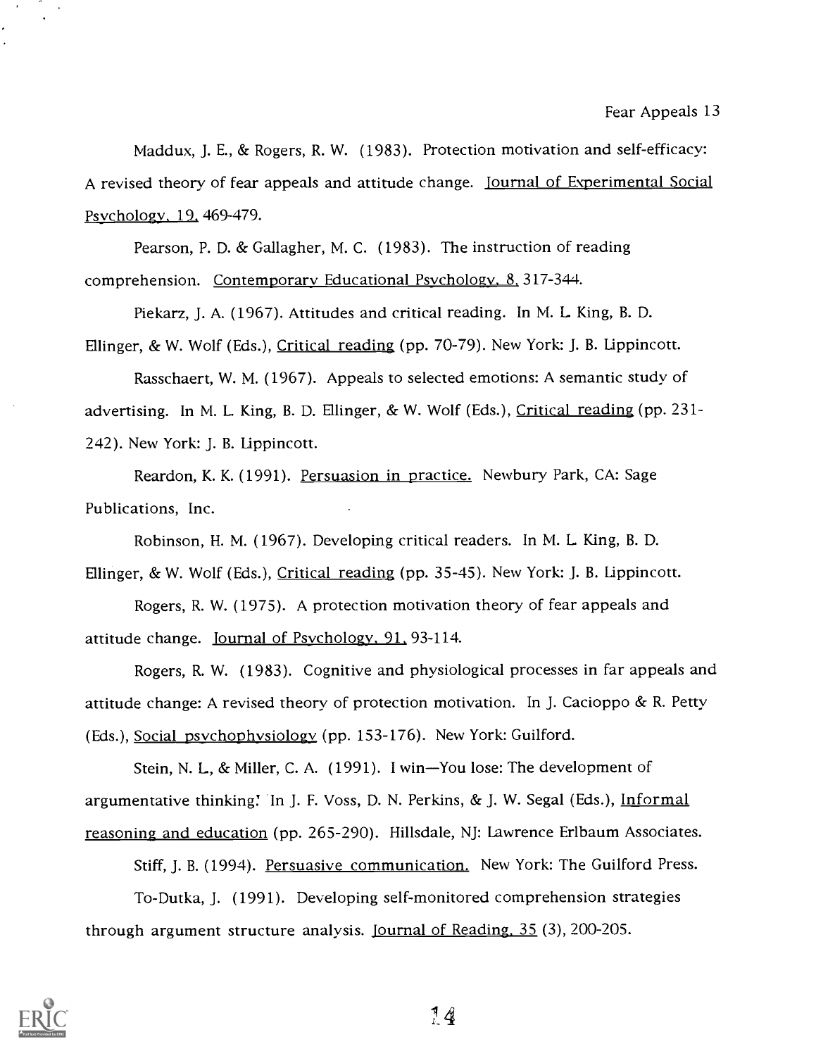Maddux, J. E., & Rogers, R. W. (1983). Protection motivation and self-efficacy: A revised theory of fear appeals and attitude change. Journal of Experimental Social Psychology, 19, 469-479.

Pearson, P. D. & Gallagher, M. C. (1983). The instruction of reading comprehension. Contemporary Educational Psychology, 8, 317-344.

Piekarz, J. A. (1967). Attitudes and critical reading. In M. L. King, B. D. Ellinger, & W. Wolf (Eds.), Critical reading (pp. 70-79). New York: J. B. Lippincott.

Rasschaert, W. M. (1967). Appeals to selected emotions: A semantic study of advertising. In M. L. King, B. D. Ellinger, & W. Wolf (Eds.), Critical reading (pp. 231-242). New York: J. B. Lippincott.

Reardon, K. K. (1991). Persuasion in practice. Newbury Park, CA: Sage Publications, Inc.

Robinson, H. M. (1967). Developing critical readers. In M. L. King, B. D. Ellinger, & W. Wolf (Eds.), Critical reading (pp. 35-45). New York: J. B. Lippincott.

Rogers, R. W. (1975). A protection motivation theory of fear appeals and attitude change. Journal of Psychology, 91, 93-114.

Rogers, R. W. (1983). Cognitive and physiological processes in far appeals and attitude change: A revised theory of protection motivation. In J. Cacioppo & R. Petty (Eds.), Social psychophysiology (pp. 153-176). New York: Guilford.

Stein, N. L., & Miller, C. A. (1991). I win—You lose: The development of argumentative thinking. In J. F. Voss, D. N. Perkins, & J. W. Segal (Eds.), Informal reasoning and education (pp. 265-290). Hillsdale, NJ: Lawrence Erlbaum Associates.

Stiff, J. B. (1994). Persuasive communication. New York: The Guilford Press.

To-Dutka, J. (1991). Developing self-monitored comprehension strategies through argument structure analysis. Journal of Reading, 35 (3), 200-205.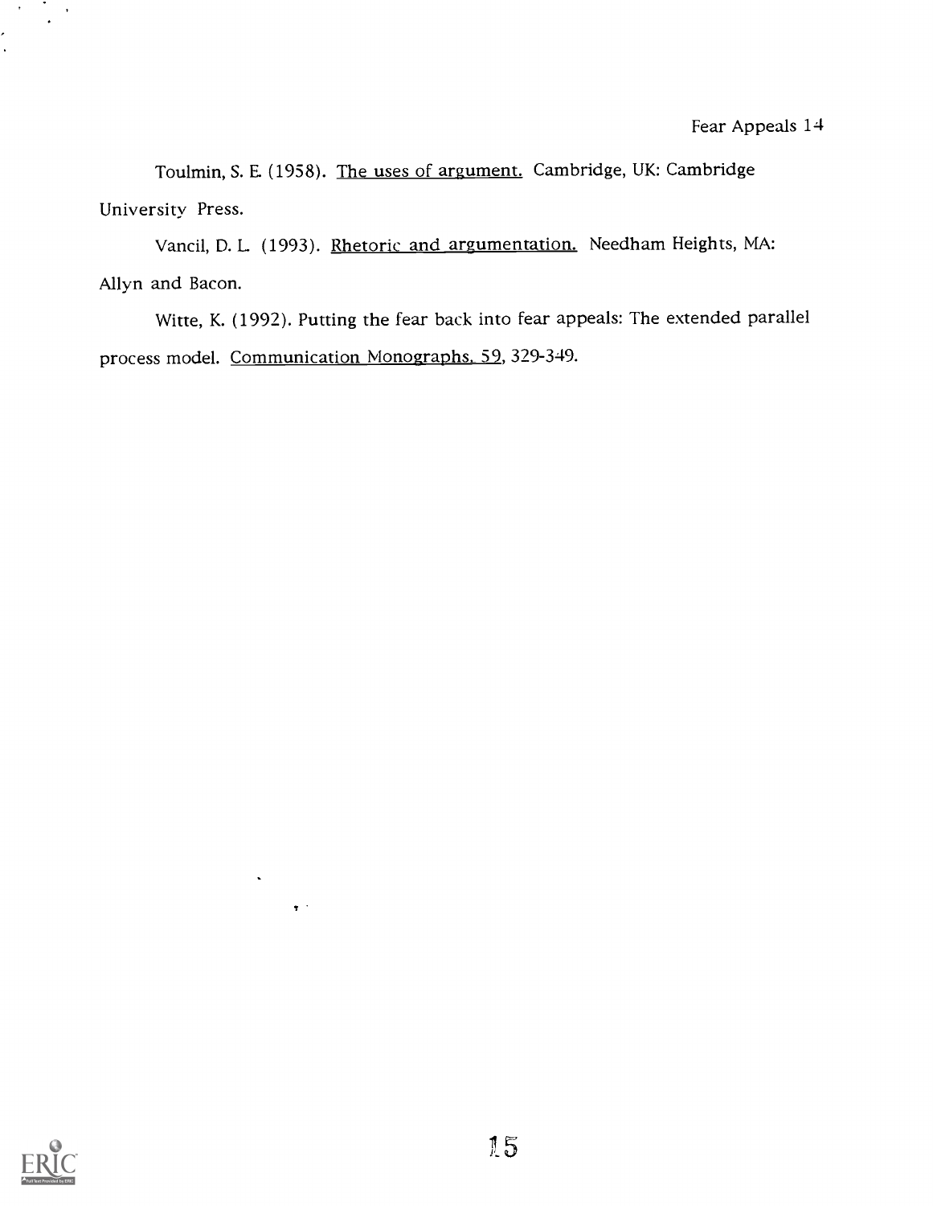Toulmin, S. E. (1958). The uses of argument. Cambridge, UK: Cambridge University Press.

Vancil, D. L. (1993). Rhetoric and argumentation. Needham Heights, MA: Allyn and Bacon.

Witte, K. (1992). Putting the fear back into fear appeals: The extended parallel process model. Communication Monographs, 59, 329-349.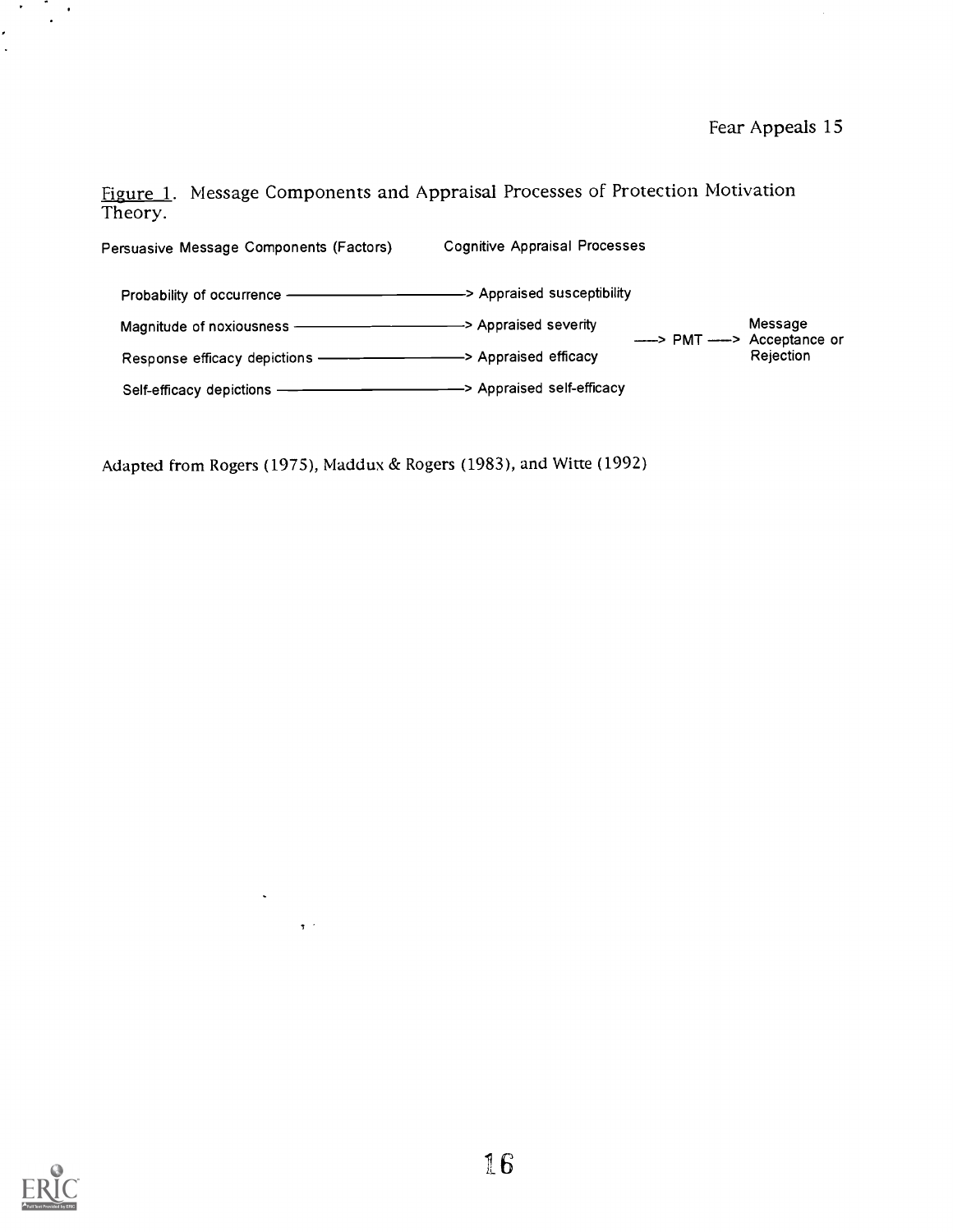Figure 1. Message Components and Appraisal Processes of Protection Motivation Theory.

Persuasive Message Components (Factors)

Cognitive Appraisal Processes

Probability of occurrence ——> Appraised susceptibility

Magnitude of noxiousness ——> Appraised severity

Response efficacy depictions ——> Appraised efficacy

Self-efficacy depictions ——> Appraised self-efficacy

——> PMT ——> Message Acceptance or Rejection

Adapted from Rogers (1975), Maddux & Rogers (1983), and Witte (1992)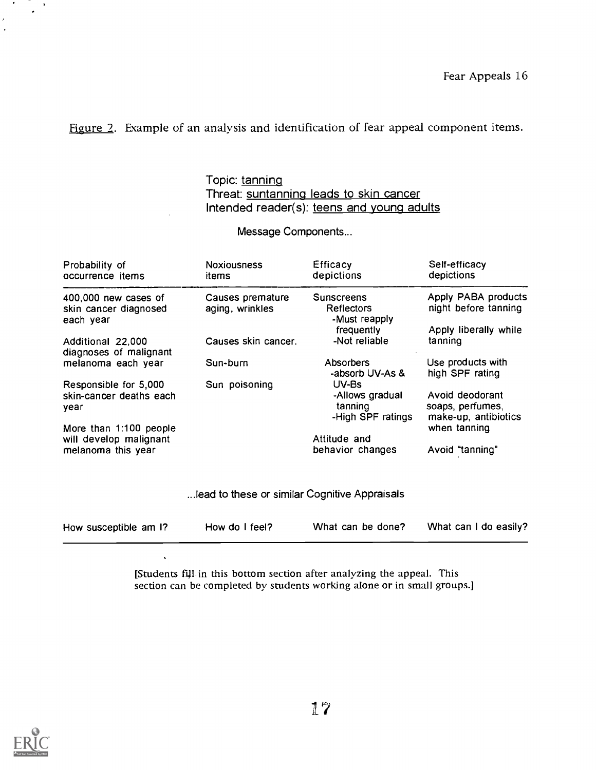Figure 2. Example of an analysis and identification of fear appeal component items.

Topic: tanning
Threat: suntanning leads to skin cancer
Intended reader(s): teens and young adults

Message Components...

| Probability of occurrence items | Noxiousness items | Efficacy depictions | Self-efficacy depictions |
|---|---|---|---|
| 400,000 new cases of skin cancer diagnosed each year | Causes premature aging, wrinkles | Sunscreens<br>Reflectors<br>-Must reapply frequently<br>-Not reliable | Apply PABA products night before tanning |
| Additional 22,000 diagnoses of malignant melanoma each year | Causes skin cancer. | | Apply liberally while tanning |
| | Sun-burn | Absorbers<br>-absorb UV-As & UV-Bs<br>-Allows gradual tanning<br>-High SPF ratings | Use products with high SPF rating |
| Responsible for 5,000 skin-cancer deaths each year | Sun poisoning | | Avoid deodorant soaps, perfumes, make-up, antibiotics when tanning |
| More than 1:100 people will develop malignant melanoma this year | | Attitude and behavior changes | Avoid "tanning" |

...lead to these or similar Cognitive Appraisals

| How susceptible am I? | How do I feel? | What can be done? | What can I do easily? |
|---|---|---|---|
| | | | |

[Students fill in this bottom section after analyzing the appeal. This section can be completed by students working alone or in small groups.]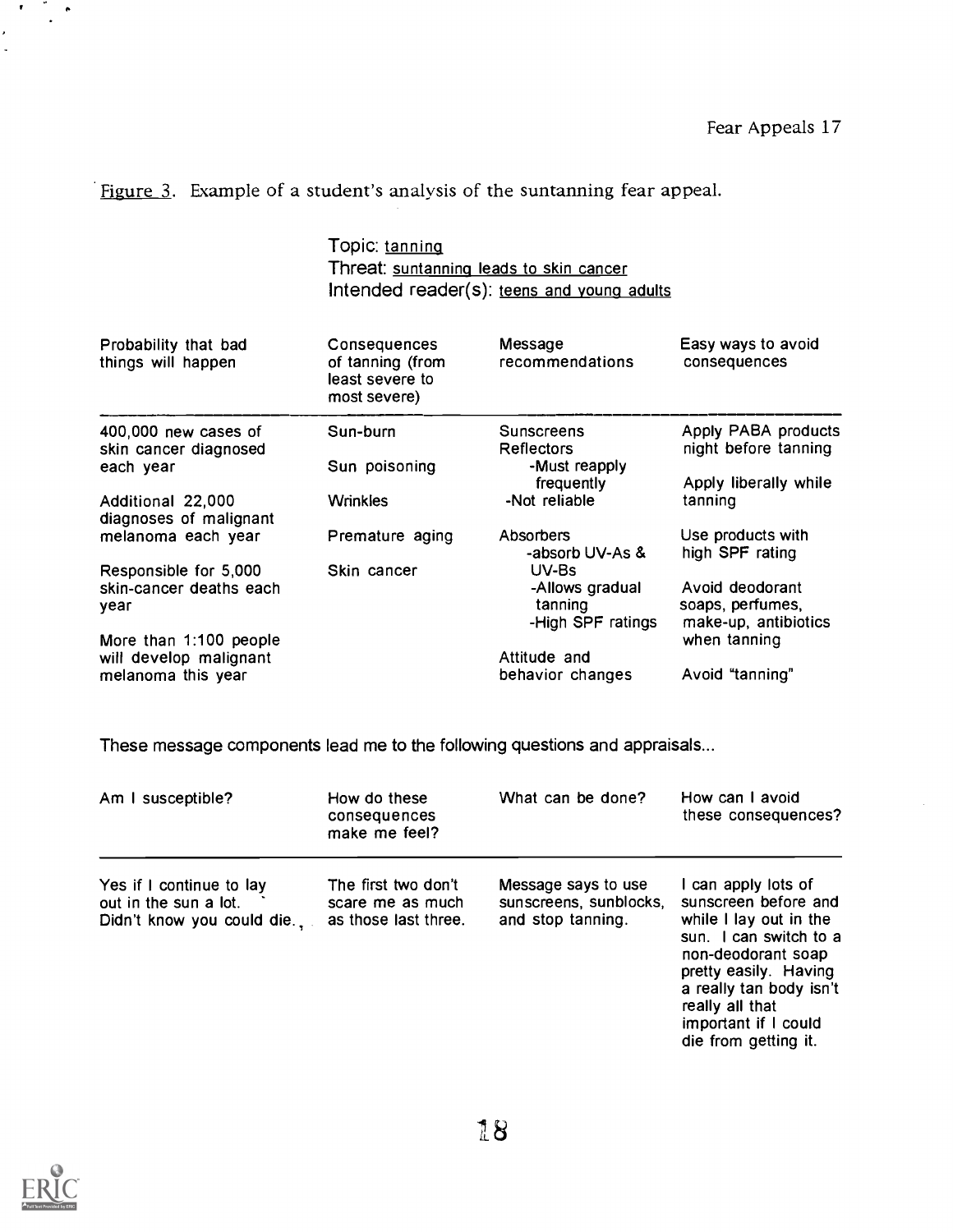Figure 3. Example of a student's analysis of the suntanning fear appeal.

Topic: tanning
Threat: suntanning leads to skin cancer
Intended reader(s): teens and young adults

| Probability that bad things will happen | Consequences of tanning (from least severe to most severe) | Message recommendations | Easy ways to avoid consequences |
|---|---|---|---|
| 400,000 new cases of skin cancer diagnosed each year<br><br>Additional 22,000 diagnoses of malignant melanoma each year<br><br>Responsible for 5,000 skin-cancer deaths each year<br><br>More than 1:100 people will develop malignant melanoma this year | Sun-burn<br><br>Sun poisoning<br><br>Wrinkles<br><br>Premature aging<br><br>Skin cancer | Sunscreens<br>Reflectors<br>-Must reapply frequently<br>-Not reliable<br><br>Absorbers<br>-absorb UV-As & UV-Bs<br>-Allows gradual tanning<br>-High SPF ratings<br><br>Attitude and behavior changes | Apply PABA products night before tanning<br><br>Apply liberally while tanning<br><br>Use products with high SPF rating<br><br>Avoid deodorant soaps, perfumes, make-up, antibiotics when tanning<br><br>Avoid "tanning" |

These message components lead me to the following questions and appraisals...

| Am I susceptible? | How do these consequences make me feel? | What can be done? | How can I avoid these consequences? |
|---|---|---|---|
| Yes if I continue to lay out in the sun a lot. Didn't know you could die. | The first two don't scare me as much as those last three. | Message says to use sunscreens, sunblocks, and stop tanning. | I can apply lots of sunscreen before and while I lay out in the sun. I can switch to a non-deodorant soap pretty easily. Having a really tan body isn't really all that important if I could die from getting it. |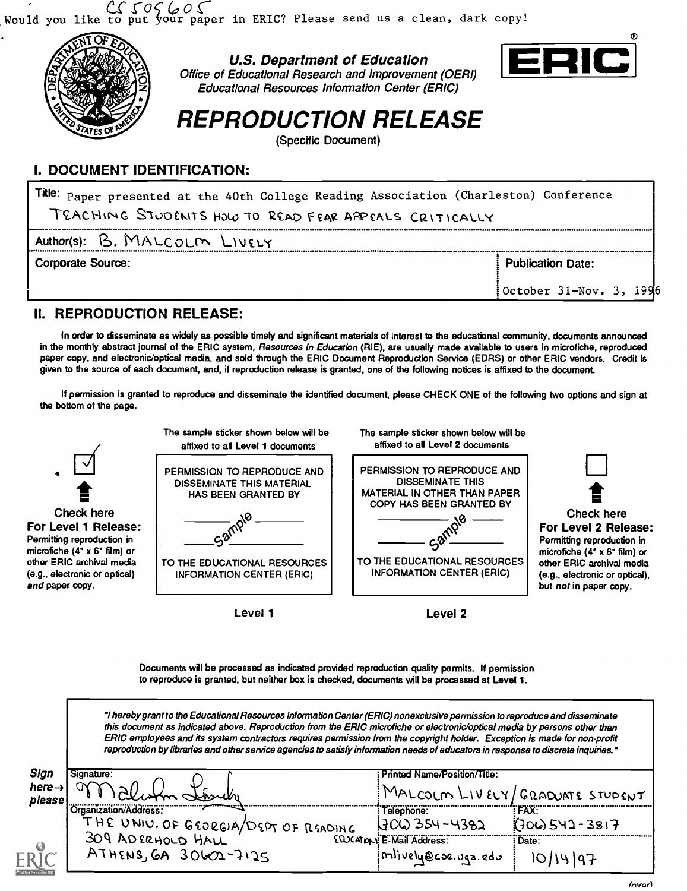CS 505 605

Would you like to put your paper in ERIC? Please send us a clean, dark copy!

U.S. Department of Education
Office of Educational Research and Improvement (OERI)
Educational Resources Information Center (ERIC)

ERIC®

# REPRODUCTION RELEASE

(Specific Document)

## I. DOCUMENT IDENTIFICATION:

Title: Paper presented at the 40th College Reading Association (Charleston) Conference
TEACHING STUDENTS HOW TO READ FEAR APPEALS CRITICALLY

Author(s): B. MALCOLM LIVELY

Corporate Source:

Publication Date: October 31-Nov. 3, 1996

## II. REPRODUCTION RELEASE:

In order to disseminate as widely as possible timely and significant materials of interest to the educational community, documents announced in the monthly abstract journal of the ERIC system, *Resources in Education* (RIE), are usually made available to users in microfiche, reproduced paper copy, and electronic/optical media, and sold through the ERIC Document Reproduction Service (EDRS) or other ERIC vendors. Credit is given to the source of each document, and, if reproduction release is granted, one of the following notices is affixed to the document.

If permission is granted to reproduce and disseminate the identified document, please CHECK ONE of the following two options and sign at the bottom of the page.

[✓] **Check here For Level 1 Release:** Permitting reproduction in microfiche (4" x 6" film) or other ERIC archival media (e.g., electronic or optical) *and* paper copy.

The sample sticker shown below will be affixed to all Level 1 documents

PERMISSION TO REPRODUCE AND DISSEMINATE THIS MATERIAL HAS BEEN GRANTED BY

Sample

TO THE EDUCATIONAL RESOURCES INFORMATION CENTER (ERIC)

**Level 1**

The sample sticker shown below will be affixed to all Level 2 documents

PERMISSION TO REPRODUCE AND DISSEMINATE THIS MATERIAL IN OTHER THAN PAPER COPY HAS BEEN GRANTED BY

Sample

TO THE EDUCATIONAL RESOURCES INFORMATION CENTER (ERIC)

**Level 2**

[ ] **Check here For Level 2 Release:** Permitting reproduction in microfiche (4" x 6" film) or other ERIC archival media (e.g., electronic or optical), but *not* in paper copy.

Documents will be processed as indicated provided reproduction quality permits. If permission to reproduce is granted, but neither box is checked, documents will be processed at Level 1.

*"I hereby grant to the Educational Resources Information Center (ERIC) nonexclusive permission to reproduce and disseminate this document as indicated above. Reproduction from the ERIC microfiche or electronic/optical media by persons other than ERIC employees and its system contractors requires permission from the copyright holder. Exception is made for non-profit reproduction by libraries and other service agencies to satisfy information needs of educators in response to discrete inquiries."*

**Sign here→ please**

| | | |
|---|---|---|
| Signature: Malcolm Lively | Printed Name/Position/Title: MALCOLM LIVELY/GRADUATE STUDENT | |
| Organization/Address: THE UNIV. OF GEORGIA/DEPT OF READING EDUCATION, 309 ADERHOLD HALL, ATHENS, GA 30602-7125 | Telephone: (706) 354-4382 | FAX: (706) 542-3817 |
| | E-Mail Address: mlively@coe.uga.edu | Date: 10/14/97 |

(over)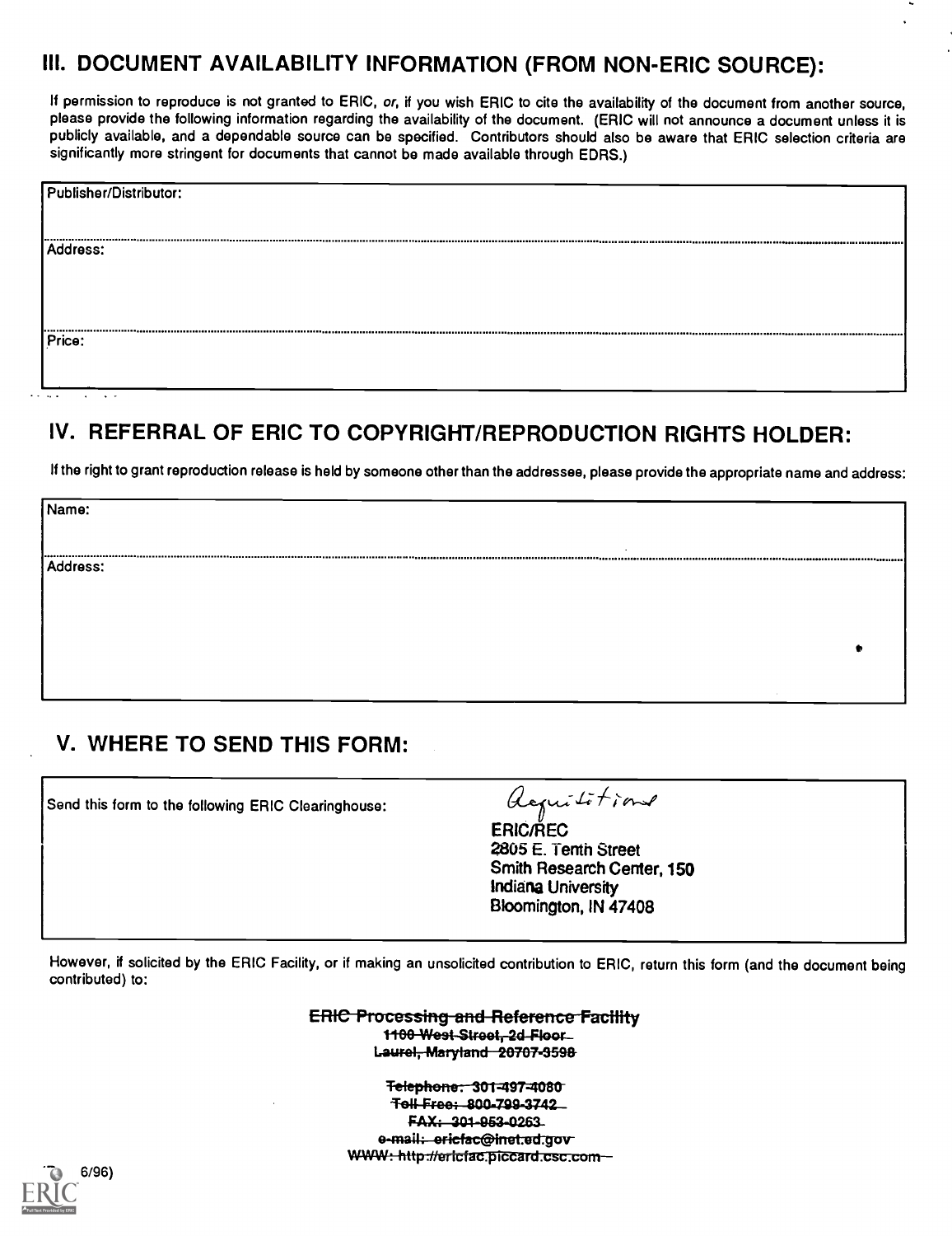## III. DOCUMENT AVAILABILITY INFORMATION (FROM NON-ERIC SOURCE):

If permission to reproduce is not granted to ERIC, *or*, if you wish ERIC to cite the availability of the document from another source, please provide the following information regarding the availability of the document. (ERIC will not announce a document unless it is publicly available, and a dependable source can be specified. Contributors should also be aware that ERIC selection criteria are significantly more stringent for documents that cannot be made available through EDRS.)

Publisher/Distributor:

Address:

Price:

## IV. REFERRAL OF ERIC TO COPYRIGHT/REPRODUCTION RIGHTS HOLDER:

If the right to grant reproduction release is held by someone other than the addressee, please provide the appropriate name and address:

Name:

Address:

## V. WHERE TO SEND THIS FORM:

Send this form to the following ERIC Clearinghouse:

Acquisitions
ERIC/REC
2805 E. Tenth Street
Smith Research Center, 150
Indiana University
Bloomington, IN 47408

However, if solicited by the ERIC Facility, or if making an unsolicited contribution to ERIC, return this form (and the document being contributed) to:

~~ERIC Processing and Reference Facility~~
~~1100 West Street, 2d Floor~~
~~Laurel, Maryland 20707-3598~~

~~Telephone: 301-497-4080~~
~~Toll Free: 800-799-3742~~
~~FAX: 301-953-0263~~
~~e-mail: ericfac@inet.ed.gov~~
~~WWW: http://ericfac.piccard.csc.com~~

6/96)